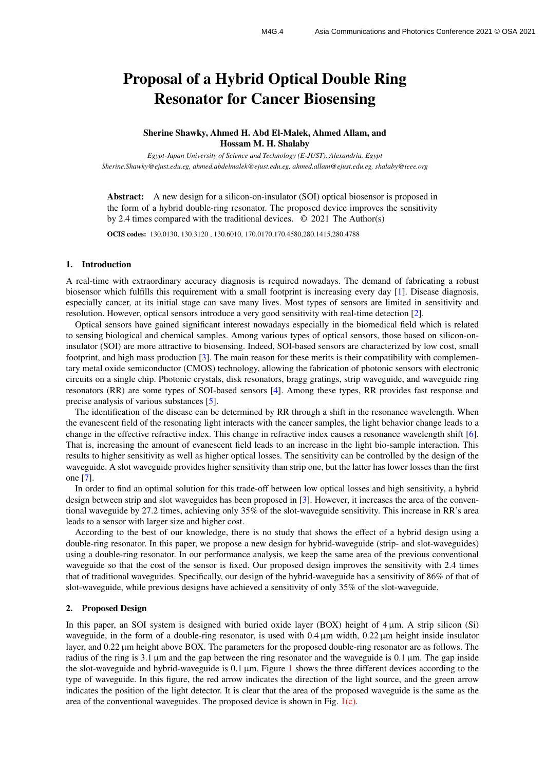# Proposal of a Hybrid Optical Double Ring Resonator for Cancer Biosensing

**Sherine Shawky, Ahmed H. Abd El-Malek, Ahmed Allam, and Hossam M. H. Shalaby**

*Egypt-Japan University of Science and Technology (E-JUST), Alexandria, Egypt*
*Sherine.Shawky@ejust.edu.eg, ahmed.abdelmalek@ejust.edu.eg, ahmed.allam@ejust.edu.eg, shalaby@ieee.org*

**Abstract:** A new design for a silicon-on-insulator (SOI) optical biosensor is proposed in the form of a hybrid double-ring resonator. The proposed device improves the sensitivity by 2.4 times compared with the traditional devices. © 2021 The Author(s)

**OCIS codes:** 130.0130, 130.3120 , 130.6010, 170.0170,170.4580,280.1415,280.4788

## 1. Introduction

A real-time with extraordinary accuracy diagnosis is required nowadays. The demand of fabricating a robust biosensor which fulfills this requirement with a small footprint is increasing every day [1]. Disease diagnosis, especially cancer, at its initial stage can save many lives. Most types of sensors are limited in sensitivity and resolution. However, optical sensors introduce a very good sensitivity with real-time detection [2].

Optical sensors have gained significant interest nowadays especially in the biomedical field which is related to sensing biological and chemical samples. Among various types of optical sensors, those based on silicon-on-insulator (SOI) are more attractive to biosensing. Indeed, SOI-based sensors are characterized by low cost, small footprint, and high mass production [3]. The main reason for these merits is their compatibility with complementary metal oxide semiconductor (CMOS) technology, allowing the fabrication of photonic sensors with electronic circuits on a single chip. Photonic crystals, disk resonators, bragg gratings, strip waveguide, and waveguide ring resonators (RR) are some types of SOI-based sensors [4]. Among these types, RR provides fast response and precise analysis of various substances [5].

The identification of the disease can be determined by RR through a shift in the resonance wavelength. When the evanescent field of the resonating light interacts with the cancer samples, the light behavior change leads to a change in the effective refractive index. This change in refractive index causes a resonance wavelength shift [6]. That is, increasing the amount of evanescent field leads to an increase in the light bio-sample interaction. This results to higher sensitivity as well as higher optical losses. The sensitivity can be controlled by the design of the waveguide. A slot waveguide provides higher sensitivity than strip one, but the latter has lower losses than the first one [7].

In order to find an optimal solution for this trade-off between low optical losses and high sensitivity, a hybrid design between strip and slot waveguides has been proposed in [3]. However, it increases the area of the conventional waveguide by 27.2 times, achieving only 35% of the slot-waveguide sensitivity. This increase in RR's area leads to a sensor with larger size and higher cost.

According to the best of our knowledge, there is no study that shows the effect of a hybrid design using a double-ring resonator. In this paper, we propose a new design for hybrid-waveguide (strip- and slot-waveguides) using a double-ring resonator. In our performance analysis, we keep the same area of the previous conventional waveguide so that the cost of the sensor is fixed. Our proposed design improves the sensitivity with 2.4 times that of traditional waveguides. Specifically, our design of the hybrid-waveguide has a sensitivity of 86% of that of slot-waveguide, while previous designs have achieved a sensitivity of only 35% of the slot-waveguide.

## 2. Proposed Design

In this paper, an SOI system is designed with buried oxide layer (BOX) height of 4 µm. A strip silicon (Si) waveguide, in the form of a double-ring resonator, is used with 0.4 µm width, 0.22 µm height inside insulator layer, and 0.22 µm height above BOX. The parameters for the proposed double-ring resonator are as follows. The radius of the ring is 3.1 µm and the gap between the ring resonator and the waveguide is 0.1 µm. The gap inside the slot-waveguide and hybrid-waveguide is 0.1 µm. Figure 1 shows the three different devices according to the type of waveguide. In this figure, the red arrow indicates the direction of the light source, and the green arrow indicates the position of the light detector. It is clear that the area of the proposed waveguide is the same as the area of the conventional waveguides. The proposed device is shown in Fig. 1(c).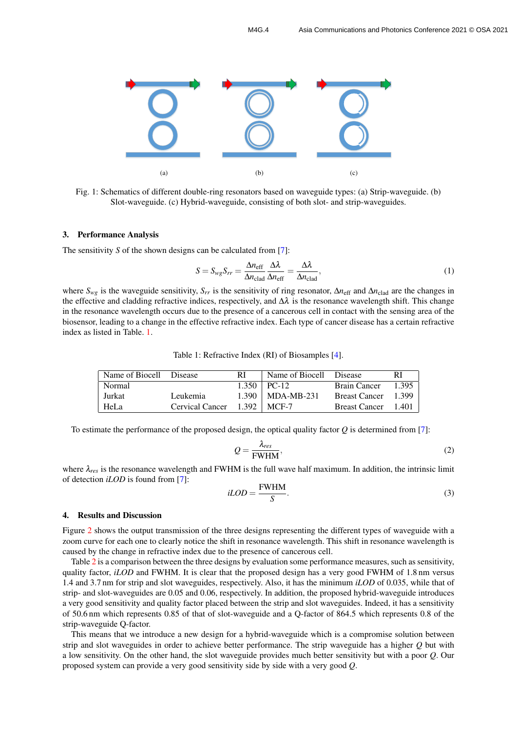(a) (b) (c)

Fig. 1: Schematics of different double-ring resonators based on waveguide types: (a) Strip-waveguide. (b) Slot-waveguide. (c) Hybrid-waveguide, consisting of both slot- and strip-waveguides.

## 3. Performance Analysis

The sensitivity $S$ of the shown designs can be calculated from [7]:

$$S = S_{wg}S_{rr} = \frac{\Delta n_{\mathrm{eff}}}{\Delta n_{\mathrm{clad}}}\frac{\Delta\lambda}{\Delta n_{\mathrm{eff}}} = \frac{\Delta\lambda}{\Delta n_{\mathrm{clad}}}, \tag{1}$$

where $S_{wg}$ is the waveguide sensitivity, $S_{rr}$ is the sensitivity of ring resonator, $\Delta n_{\mathrm{eff}}$ and $\Delta n_{\mathrm{clad}}$ are the changes in the effective and cladding refractive indices, respectively, and $\Delta\lambda$ is the resonance wavelength shift. This change in the resonance wavelength occurs due to the presence of a cancerous cell in contact with the sensing area of the biosensor, leading to a change in the effective refractive index. Each type of cancer disease has a certain refractive index as listed in Table. 1.

Table 1: Refractive Index (RI) of Biosamples [4].

| Name of Biocell | Disease | RI | Name of Biocell | Disease | RI |
|---|---|---|---|---|---|
| Normal | | 1.350 | PC-12 | Brain Cancer | 1.395 |
| Jurkat | Leukemia | 1.390 | MDA-MB-231 | Breast Cancer | 1.399 |
| HeLa | Cervical Cancer | 1.392 | MCF-7 | Breast Cancer | 1.401 |

To estimate the performance of the proposed design, the optical quality factor $Q$ is determined from [7]:

$$Q = \frac{\lambda_{res}}{\mathrm{FWHM}}, \tag{2}$$

where $\lambda_{res}$ is the resonance wavelength and FWHM is the full wave half maximum. In addition, the intrinsic limit of detection *iLOD* is found from [7]:

$$iLOD = \frac{\mathrm{FWHM}}{S}. \tag{3}$$

## 4. Results and Discussion

Figure 2 shows the output transmission of the three designs representing the different types of waveguide with a zoom curve for each one to clearly notice the shift in resonance wavelength. This shift in resonance wavelength is caused by the change in refractive index due to the presence of cancerous cell.

Table 2 is a comparison between the three designs by evaluation some performance measures, such as sensitivity, quality factor, *iLOD* and FWHM. It is clear that the proposed design has a very good FWHM of 1.8 nm versus 1.4 and 3.7 nm for strip and slot waveguides, respectively. Also, it has the minimum *iLOD* of 0.035, while that of strip- and slot-waveguides are 0.05 and 0.06, respectively. In addition, the proposed hybrid-waveguide introduces a very good sensitivity and quality factor placed between the strip and slot waveguides. Indeed, it has a sensitivity of 50.6 nm which represents 0.85 of that of slot-waveguide and a Q-factor of 864.5 which represents 0.8 of the strip-waveguide Q-factor.

This means that we introduce a new design for a hybrid-waveguide which is a compromise solution between strip and slot waveguides in order to achieve better performance. The strip waveguide has a higher $Q$ but with a low sensitivity. On the other hand, the slot waveguide provides much better sensitivity but with a poor $Q$. Our proposed system can provide a very good sensitivity side by side with a very good $Q$.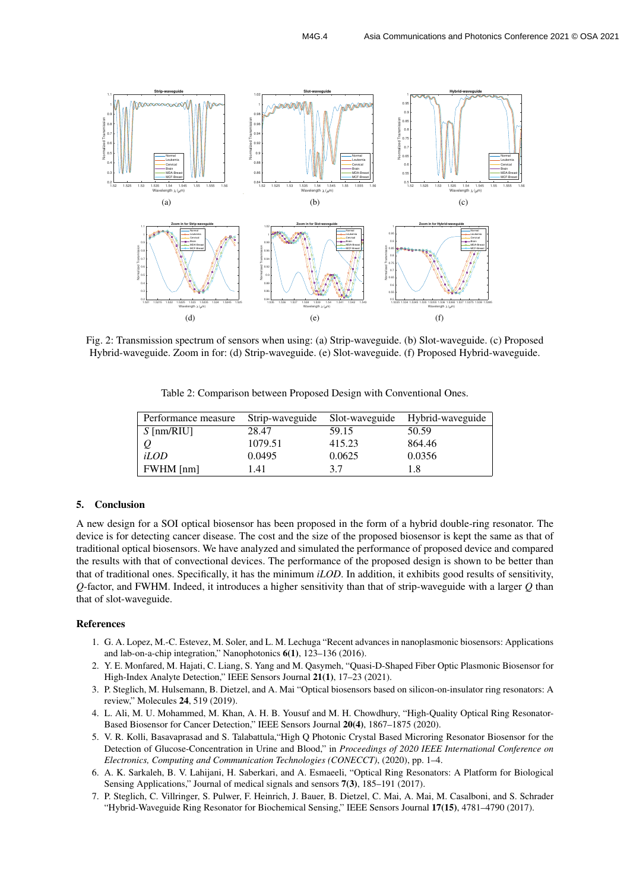Strip-waveguide

Normalized Transmission

Wavelength λ (μm)

Normal
Leukemia
Cervical
Brain
MDA-Breast
MCF-Breast

(a)

Slot-waveguide

Normalized Transmission

Wavelength λ (μm)

Normal
Leukemia
Cervical
Brain
MDA-Breast
MCF-Breast

(b)

Hybrid-waveguide

Normalized Transmission

Wavelength λ (μm)

Normal
Leukemia
Cervical
Brain
MDA-Breast
MCF-Breast

(c)

Zoom in for Strip-waveguide

Normalized Transmission

Wavelength λ (μm)

(d)

Zoom in for Slot-waveguide

Normalized Transmission

Wavelength λ (μm)

(e)

Zoom in for Hybrid-waveguide

Normalized Transmission

Wavelength λ (μm)

(f)

Fig. 2: Transmission spectrum of sensors when using: (a) Strip-waveguide. (b) Slot-waveguide. (c) Proposed Hybrid-waveguide. Zoom in for: (d) Strip-waveguide. (e) Slot-waveguide. (f) Proposed Hybrid-waveguide.

Table 2: Comparison between Proposed Design with Conventional Ones.

| Performance measure | Strip-waveguide | Slot-waveguide | Hybrid-waveguide |
|---|---|---|---|
| $S$ [nm/RIU] | 28.47 | 59.15 | 50.59 |
| $Q$ | 1079.51 | 415.23 | 864.46 |
| *iLOD* | 0.0495 | 0.0625 | 0.0356 |
| FWHM [nm] | 1.41 | 3.7 | 1.8 |

## 5. Conclusion

A new design for a SOI optical biosensor has been proposed in the form of a hybrid double-ring resonator. The device is for detecting cancer disease. The cost and the size of the proposed biosensor is kept the same as that of traditional optical biosensors. We have analyzed and simulated the performance of proposed device and compared the results with that of convectional devices. The performance of the proposed design is shown to be better than that of traditional ones. Specifically, it has the minimum *iLOD*. In addition, it exhibits good results of sensitivity, $Q$-factor, and FWHM. Indeed, it introduces a higher sensitivity than that of strip-waveguide with a larger $Q$ than that of slot-waveguide.

## References

1. G. A. Lopez, M.-C. Estevez, M. Soler, and L. M. Lechuga "Recent advances in nanoplasmonic biosensors: Applications and lab-on-a-chip integration," Nanophotonics **6(1)**, 123–136 (2016).
2. Y. E. Monfared, M. Hajati, C. Liang, S. Yang and M. Qasymeh, "Quasi-D-Shaped Fiber Optic Plasmonic Biosensor for High-Index Analyte Detection," IEEE Sensors Journal **21(1)**, 17–23 (2021).
3. P. Steglich, M. Hulsemann, B. Dietzel, and A. Mai "Optical biosensors based on silicon-on-insulator ring resonators: A review," Molecules **24**, 519 (2019).
4. L. Ali, M. U. Mohammed, M. Khan, A. H. B. Yousuf and M. H. Chowdhury, "High-Quality Optical Ring Resonator-Based Biosensor for Cancer Detection," IEEE Sensors Journal **20(4)**, 1867–1875 (2020).
5. V. R. Kolli, Basavaprasad and S. Talabattula,"High Q Photonic Crystal Based Microring Resonator Biosensor for the Detection of Glucose-Concentration in Urine and Blood," in *Proceedings of 2020 IEEE International Conference on Electronics, Computing and Communication Technologies (CONECCT)*, (2020), pp. 1–4.
6. A. K. Sarkaleh, B. V. Lahijani, H. Saberkari, and A. Esmaeeli, "Optical Ring Resonators: A Platform for Biological Sensing Applications," Journal of medical signals and sensors **7(3)**, 185–191 (2017).
7. P. Steglich, C. Villringer, S. Pulwer, F. Heinrich, J. Bauer, B. Dietzel, C. Mai, A. Mai, M. Casalboni, and S. Schrader "Hybrid-Waveguide Ring Resonator for Biochemical Sensing," IEEE Sensors Journal **17(15)**, 4781–4790 (2017).